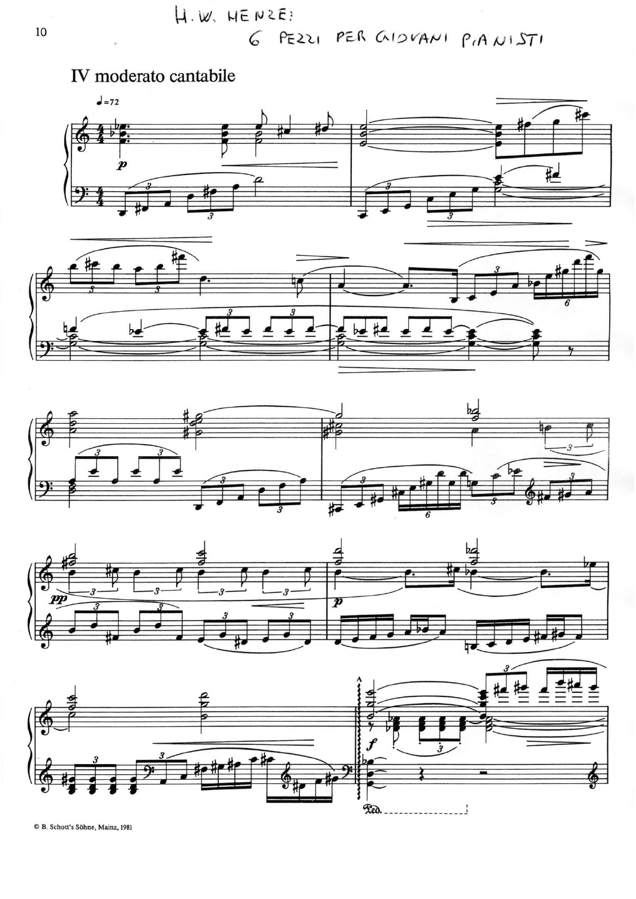H.W. HENZE:
6 PEZZI PER GIOVANI PIANISTI

## IV moderato cantabile

© B. Schott's Söhne, Mainz, 1981